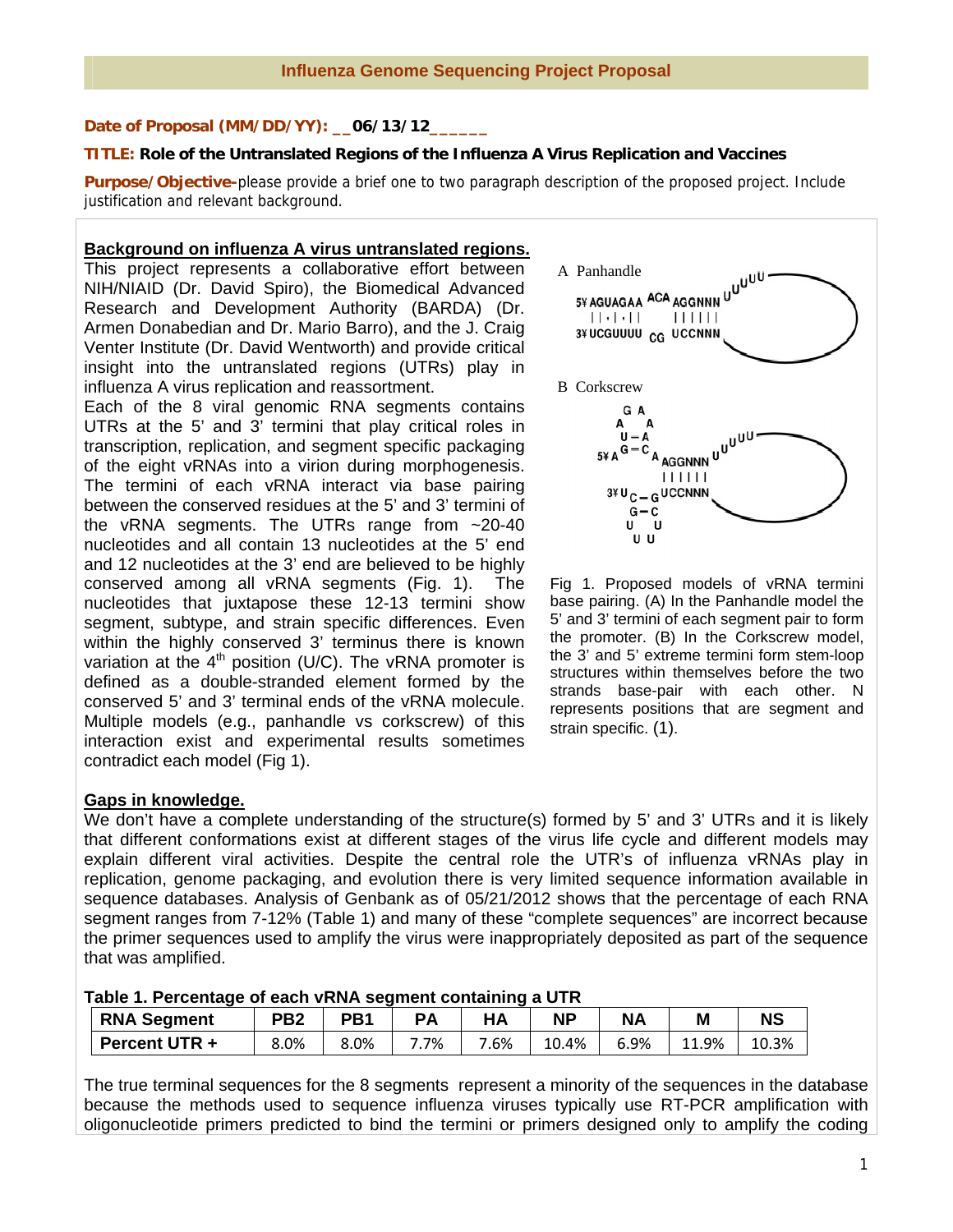## Influenza Genome Sequencing Project Proposal

**Date of Proposal (MM/DD/YY):** __06/13/12______

**TITLE:** **Role of the Untranslated Regions of the Influenza A Virus Replication and Vaccines**

**Purpose/Objective-** please provide a brief one to two paragraph description of the proposed project. Include justification and relevant background.

**Background on influenza A virus untranslated regions.**

This project represents a collaborative effort between NIH/NIAID (Dr. David Spiro), the Biomedical Advanced Research and Development Authority (BARDA) (Dr. Armen Donabedian and Dr. Mario Barro), and the J. Craig Venter Institute (Dr. David Wentworth) and provide critical insight into the untranslated regions (UTRs) play in influenza A virus replication and reassortment.

Each of the 8 viral genomic RNA segments contains UTRs at the 5' and 3' termini that play critical roles in transcription, replication, and segment specific packaging of the eight vRNAs into a virion during morphogenesis. The termini of each vRNA interact via base pairing between the conserved residues at the 5' and 3' termini of the vRNA segments. The UTRs range from ~20-40 nucleotides and all contain 13 nucleotides at the 5' end and 12 nucleotides at the 3' end are believed to be highly conserved among all vRNA segments (Fig. 1). The nucleotides that juxtapose these 12-13 termini show segment, subtype, and strain specific differences. Even within the highly conserved 3' terminus there is known variation at the 4th position (U/C). The vRNA promoter is defined as a double-stranded element formed by the conserved 5' and 3' terminal ends of the vRNA molecule. Multiple models (e.g., panhandle vs corkscrew) of this interaction exist and experimental results sometimes contradict each model (Fig 1).

A Panhandle

```
5' AGUAGAA ACA AGGNNN UUUUU
   ||·|·||     ||||||
3' UCGUUUU CG  UCCNNN
```

B Corkscrew

```
        G A
       A   A
        U-A
  5' A G-C A AGGNNN UUUUU
             ||||||
  3' U C-G UCCNNN
       G-C
      U   U
       U U
```

Fig 1. Proposed models of vRNA termini base pairing. (A) In the Panhandle model the 5' and 3' termini of each segment pair to form the promoter. (B) In the Corkscrew model, the 3' and 5' extreme termini form stem-loop structures within themselves before the two strands base-pair with each other. N represents positions that are segment and strain specific. (1).

**Gaps in knowledge.**

We don't have a complete understanding of the structure(s) formed by 5' and 3' UTRs and it is likely that different conformations exist at different stages of the virus life cycle and different models may explain different viral activities. Despite the central role the UTR's of influenza vRNAs play in replication, genome packaging, and evolution there is very limited sequence information available in sequence databases. Analysis of Genbank as of 05/21/2012 shows that the percentage of each RNA segment ranges from 7-12% (Table 1) and many of these "complete sequences" are incorrect because the primer sequences used to amplify the virus were inappropriately deposited as part of the sequence that was amplified.

**Table 1. Percentage of each vRNA segment containing a UTR**

| RNA Segment | PB2 | PB1 | PA | HA | NP | NA | M | NS |
|---|---|---|---|---|---|---|---|---|
| Percent UTR + | 8.0% | 8.0% | 7.7% | 7.6% | 10.4% | 6.9% | 11.9% | 10.3% |

The true terminal sequences for the 8 segments represent a minority of the sequences in the database because the methods used to sequence influenza viruses typically use RT-PCR amplification with oligonucleotide primers predicted to bind the termini or primers designed only to amplify the coding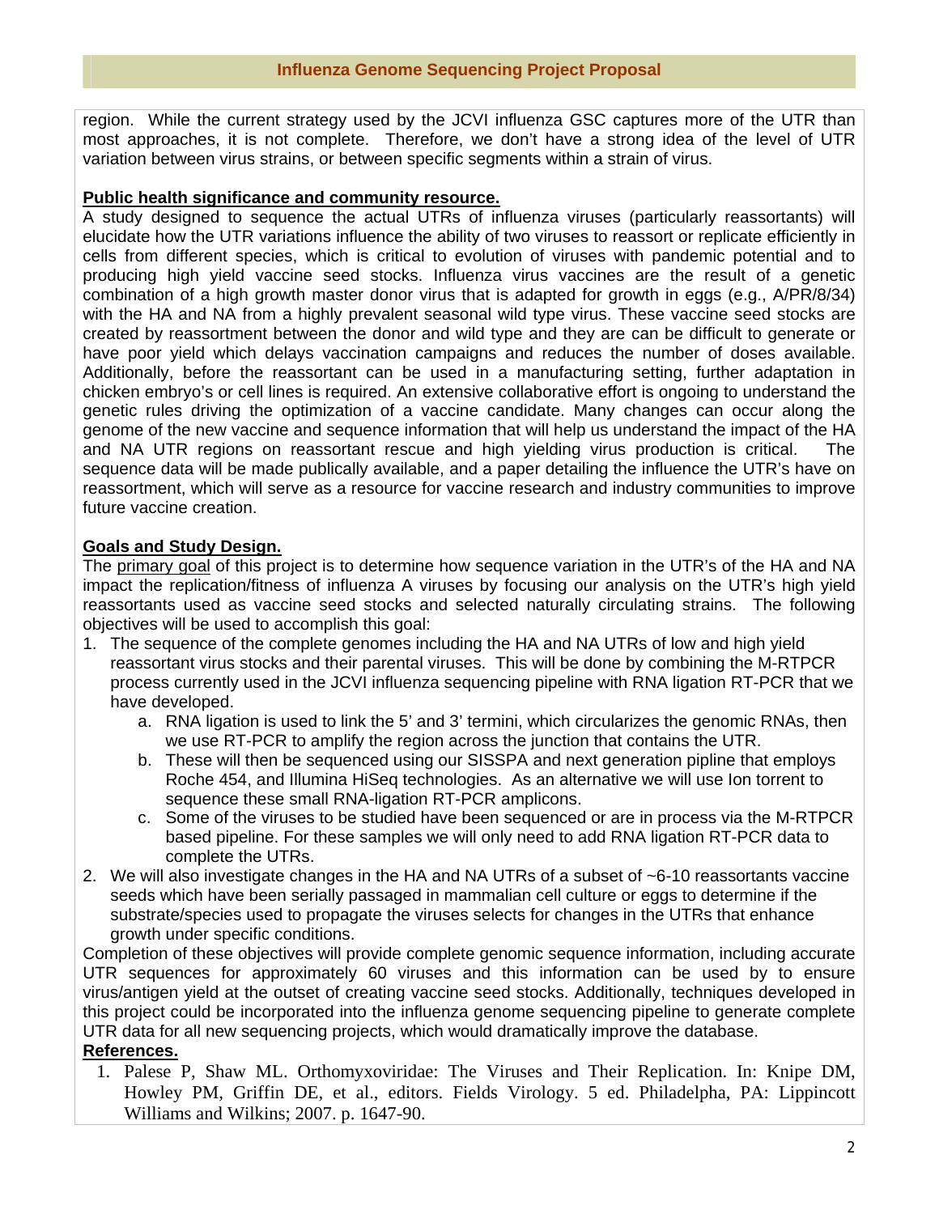region. While the current strategy used by the JCVI influenza GSC captures more of the UTR than most approaches, it is not complete. Therefore, we don't have a strong idea of the level of UTR variation between virus strains, or between specific segments within a strain of virus.

**Public health significance and community resource.**

A study designed to sequence the actual UTRs of influenza viruses (particularly reassortants) will elucidate how the UTR variations influence the ability of two viruses to reassort or replicate efficiently in cells from different species, which is critical to evolution of viruses with pandemic potential and to producing high yield vaccine seed stocks. Influenza virus vaccines are the result of a genetic combination of a high growth master donor virus that is adapted for growth in eggs (e.g., A/PR/8/34) with the HA and NA from a highly prevalent seasonal wild type virus. These vaccine seed stocks are created by reassortment between the donor and wild type and they are can be difficult to generate or have poor yield which delays vaccination campaigns and reduces the number of doses available. Additionally, before the reassortant can be used in a manufacturing setting, further adaptation in chicken embryo's or cell lines is required. An extensive collaborative effort is ongoing to understand the genetic rules driving the optimization of a vaccine candidate. Many changes can occur along the genome of the new vaccine and sequence information that will help us understand the impact of the HA and NA UTR regions on reassortant rescue and high yielding virus production is critical. The sequence data will be made publically available, and a paper detailing the influence the UTR's have on reassortment, which will serve as a resource for vaccine research and industry communities to improve future vaccine creation.

**Goals and Study Design.**

The primary goal of this project is to determine how sequence variation in the UTR's of the HA and NA impact the replication/fitness of influenza A viruses by focusing our analysis on the UTR's high yield reassortants used as vaccine seed stocks and selected naturally circulating strains. The following objectives will be used to accomplish this goal:

1. The sequence of the complete genomes including the HA and NA UTRs of low and high yield reassortant virus stocks and their parental viruses. This will be done by combining the M-RTPCR process currently used in the JCVI influenza sequencing pipeline with RNA ligation RT-PCR that we have developed.
   a. RNA ligation is used to link the 5' and 3' termini, which circularizes the genomic RNAs, then we use RT-PCR to amplify the region across the junction that contains the UTR.
   b. These will then be sequenced using our SISSPA and next generation pipline that employs Roche 454, and Illumina HiSeq technologies. As an alternative we will use Ion torrent to sequence these small RNA-ligation RT-PCR amplicons.
   c. Some of the viruses to be studied have been sequenced or are in process via the M-RTPCR based pipeline. For these samples we will only need to add RNA ligation RT-PCR data to complete the UTRs.
2. We will also investigate changes in the HA and NA UTRs of a subset of ~6-10 reassortants vaccine seeds which have been serially passaged in mammalian cell culture or eggs to determine if the substrate/species used to propagate the viruses selects for changes in the UTRs that enhance growth under specific conditions.

Completion of these objectives will provide complete genomic sequence information, including accurate UTR sequences for approximately 60 viruses and this information can be used by to ensure virus/antigen yield at the outset of creating vaccine seed stocks. Additionally, techniques developed in this project could be incorporated into the influenza genome sequencing pipeline to generate complete UTR data for all new sequencing projects, which would dramatically improve the database.

**References.**

1. Palese P, Shaw ML. Orthomyxoviridae: The Viruses and Their Replication. In: Knipe DM, Howley PM, Griffin DE, et al., editors. Fields Virology. 5 ed. Philadelpha, PA: Lippincott Williams and Wilkins; 2007. p. 1647-90.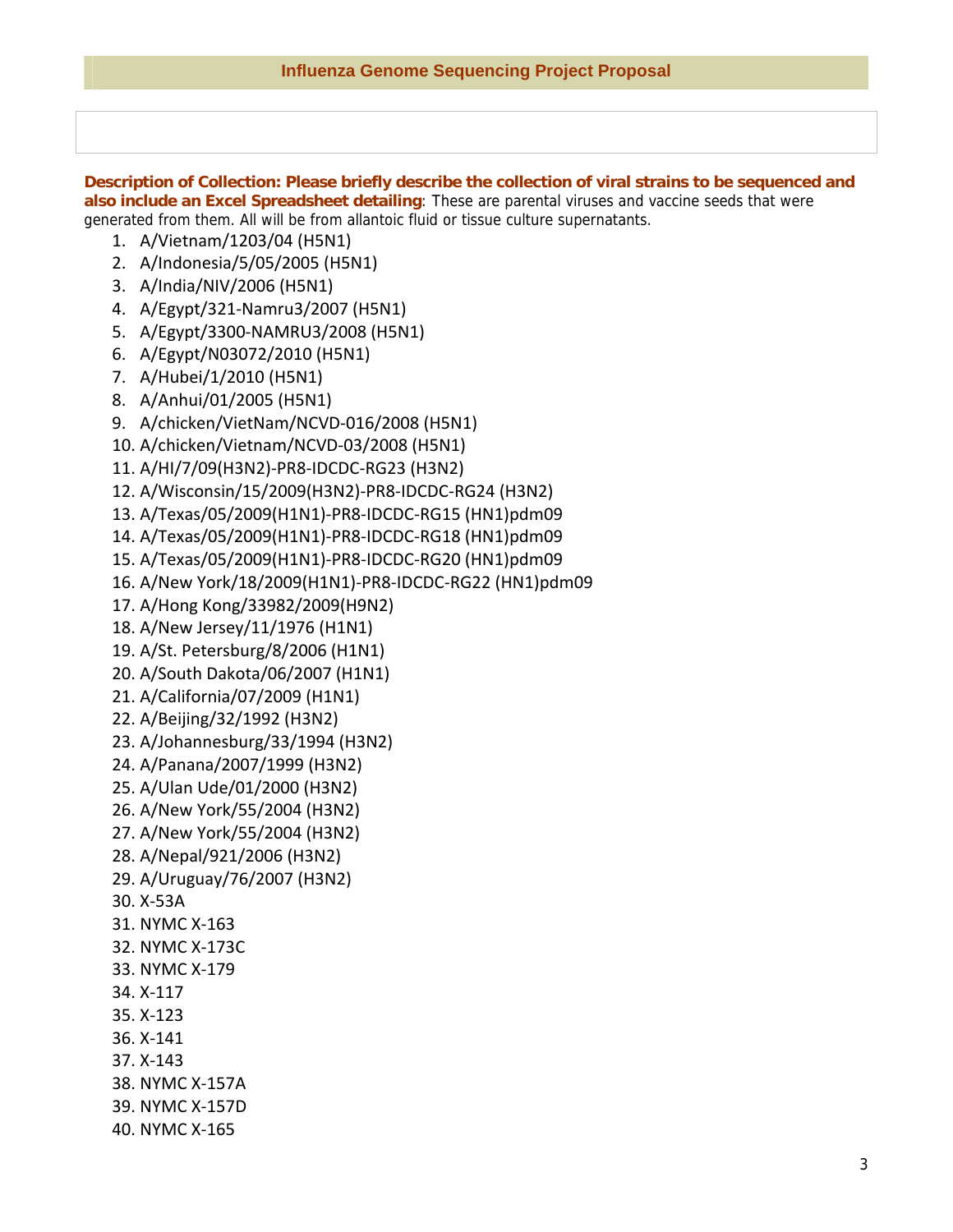## Influenza Genome Sequencing Project Proposal

**Description of Collection: Please briefly describe the collection of viral strains to be sequenced and also include an Excel Spreadsheet detailing**: These are parental viruses and vaccine seeds that were generated from them. All will be from allantoic fluid or tissue culture supernatants.

1. A/Vietnam/1203/04 (H5N1)
2. A/Indonesia/5/05/2005 (H5N1)
3. A/India/NIV/2006 (H5N1)
4. A/Egypt/321-Namru3/2007 (H5N1)
5. A/Egypt/3300-NAMRU3/2008 (H5N1)
6. A/Egypt/N03072/2010 (H5N1)
7. A/Hubei/1/2010 (H5N1)
8. A/Anhui/01/2005 (H5N1)
9. A/chicken/VietNam/NCVD-016/2008 (H5N1)
10. A/chicken/Vietnam/NCVD-03/2008 (H5N1)
11. A/HI/7/09(H3N2)-PR8-IDCDC-RG23 (H3N2)
12. A/Wisconsin/15/2009(H3N2)-PR8-IDCDC-RG24 (H3N2)
13. A/Texas/05/2009(H1N1)-PR8-IDCDC-RG15 (HN1)pdm09
14. A/Texas/05/2009(H1N1)-PR8-IDCDC-RG18 (HN1)pdm09
15. A/Texas/05/2009(H1N1)-PR8-IDCDC-RG20 (HN1)pdm09
16. A/New York/18/2009(H1N1)-PR8-IDCDC-RG22 (HN1)pdm09
17. A/Hong Kong/33982/2009(H9N2)
18. A/New Jersey/11/1976 (H1N1)
19. A/St. Petersburg/8/2006 (H1N1)
20. A/South Dakota/06/2007 (H1N1)
21. A/California/07/2009 (H1N1)
22. A/Beijing/32/1992 (H3N2)
23. A/Johannesburg/33/1994 (H3N2)
24. A/Panana/2007/1999 (H3N2)
25. A/Ulan Ude/01/2000 (H3N2)
26. A/New York/55/2004 (H3N2)
27. A/New York/55/2004 (H3N2)
28. A/Nepal/921/2006 (H3N2)
29. A/Uruguay/76/2007 (H3N2)
30. X-53A
31. NYMC X-163
32. NYMC X-173C
33. NYMC X-179
34. X-117
35. X-123
36. X-141
37. X-143
38. NYMC X-157A
39. NYMC X-157D
40. NYMC X-165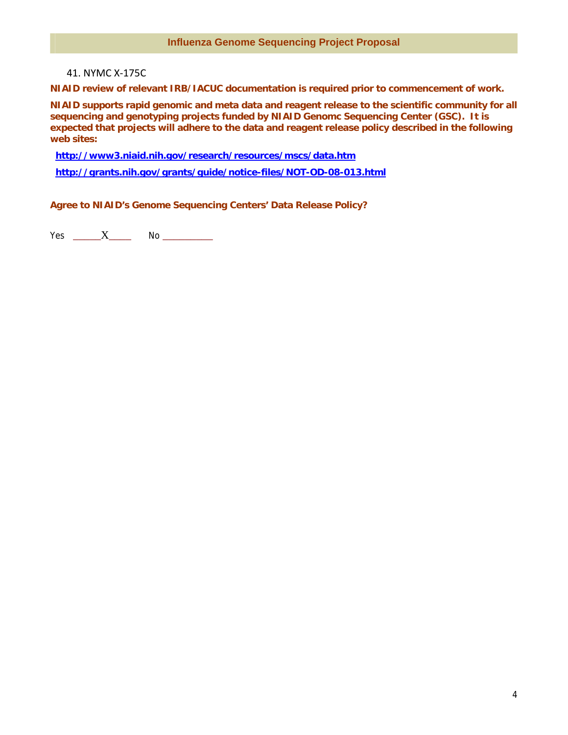41. NYMC X-175C

**NIAID review of relevant IRB/IACUC documentation is required prior to commencement of work.**

**NIAID supports rapid genomic and meta data and reagent release to the scientific community for all sequencing and genotyping projects funded by NIAID Genomc Sequencing Center (GSC). It is expected that projects will adhere to the data and reagent release policy described in the following web sites:**

**http://www3.niaid.nih.gov/research/resources/mscs/data.htm**

**http://grants.nih.gov/grants/guide/notice-files/NOT-OD-08-013.html**

**Agree to NIAID's Genome Sequencing Centers' Data Release Policy?**

Yes ______X_____ No __________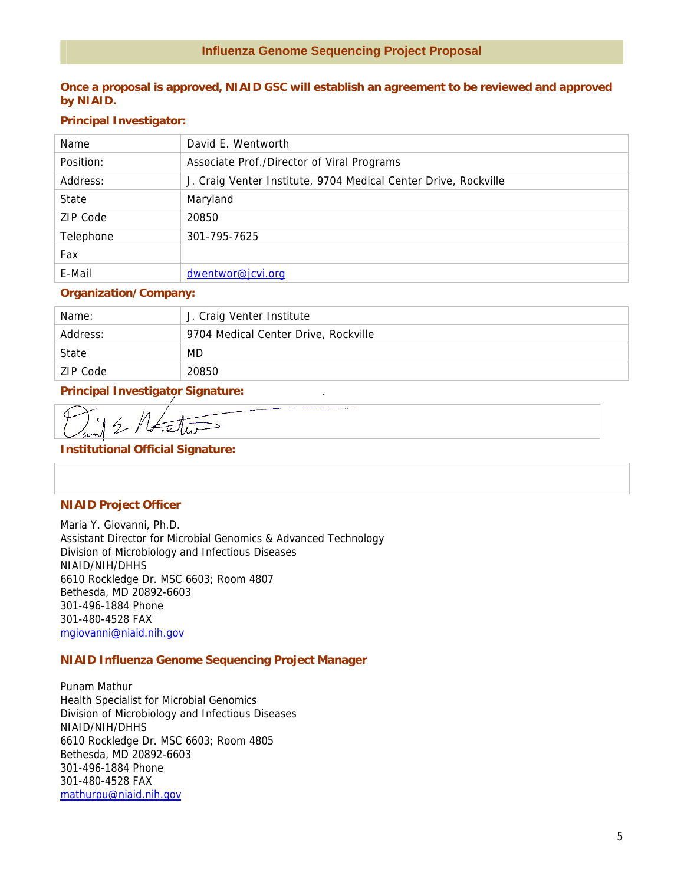## Influenza Genome Sequencing Project Proposal

**Once a proposal is approved, NIAID GSC will establish an agreement to be reviewed and approved by NIAID.**

### Principal Investigator:

| | |
|---|---|
| Name | David E. Wentworth |
| Position: | Associate Prof./Director of Viral Programs |
| Address: | J. Craig Venter Institute, 9704 Medical Center Drive, Rockville |
| State | Maryland |
| ZIP Code | 20850 |
| Telephone | 301-795-7625 |
| Fax | |
| E-Mail | dwentwor@jcvi.org |

### Organization/Company:

| | |
|---|---|
| Name: | J. Craig Venter Institute |
| Address: | 9704 Medical Center Drive, Rockville |
| State | MD |
| ZIP Code | 20850 |

### Principal Investigator Signature:

### Institutional Official Signature:

### NIAID Project Officer

Maria Y. Giovanni, Ph.D.
Assistant Director for Microbial Genomics & Advanced Technology
Division of Microbiology and Infectious Diseases
NIAID/NIH/DHHS
6610 Rockledge Dr. MSC 6603; Room 4807
Bethesda, MD 20892-6603
301-496-1884 Phone
301-480-4528 FAX
mgiovanni@niaid.nih.gov

### NIAID Influenza Genome Sequencing Project Manager

Punam Mathur
Health Specialist for Microbial Genomics
Division of Microbiology and Infectious Diseases
NIAID/NIH/DHHS
6610 Rockledge Dr. MSC 6603; Room 4805
Bethesda, MD 20892-6603
301-496-1884 Phone
301-480-4528 FAX
mathurpu@niaid.nih.gov